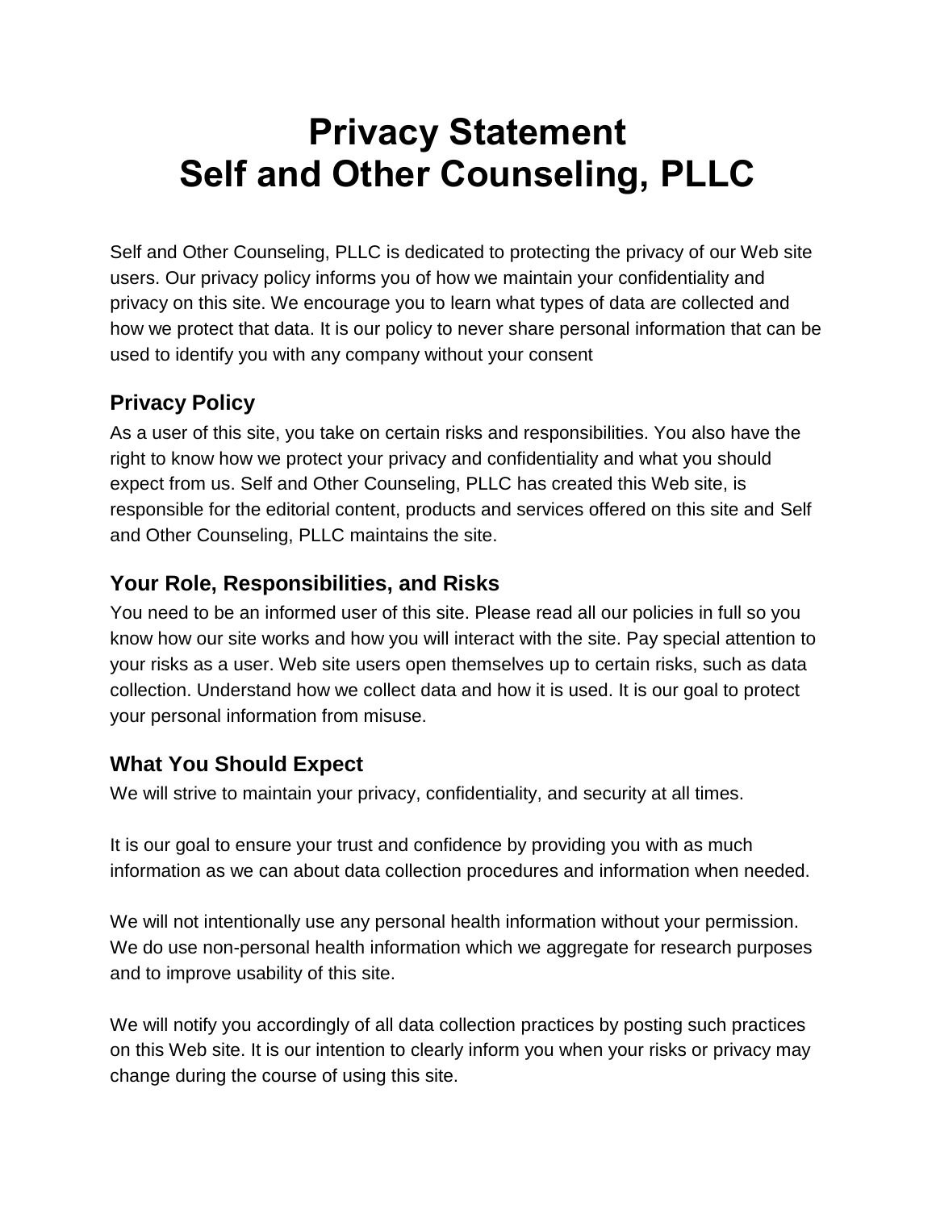# Privacy Statement
# Self and Other Counseling, PLLC

Self and Other Counseling, PLLC is dedicated to protecting the privacy of our Web site users. Our privacy policy informs you of how we maintain your confidentiality and privacy on this site. We encourage you to learn what types of data are collected and how we protect that data. It is our policy to never share personal information that can be used to identify you with any company without your consent

## Privacy Policy

As a user of this site, you take on certain risks and responsibilities. You also have the right to know how we protect your privacy and confidentiality and what you should expect from us. Self and Other Counseling, PLLC has created this Web site, is responsible for the editorial content, products and services offered on this site and Self and Other Counseling, PLLC maintains the site.

## Your Role, Responsibilities, and Risks

You need to be an informed user of this site. Please read all our policies in full so you know how our site works and how you will interact with the site. Pay special attention to your risks as a user. Web site users open themselves up to certain risks, such as data collection. Understand how we collect data and how it is used. It is our goal to protect your personal information from misuse.

## What You Should Expect

We will strive to maintain your privacy, confidentiality, and security at all times.

It is our goal to ensure your trust and confidence by providing you with as much information as we can about data collection procedures and information when needed.

We will not intentionally use any personal health information without your permission. We do use non-personal health information which we aggregate for research purposes and to improve usability of this site.

We will notify you accordingly of all data collection practices by posting such practices on this Web site. It is our intention to clearly inform you when your risks or privacy may change during the course of using this site.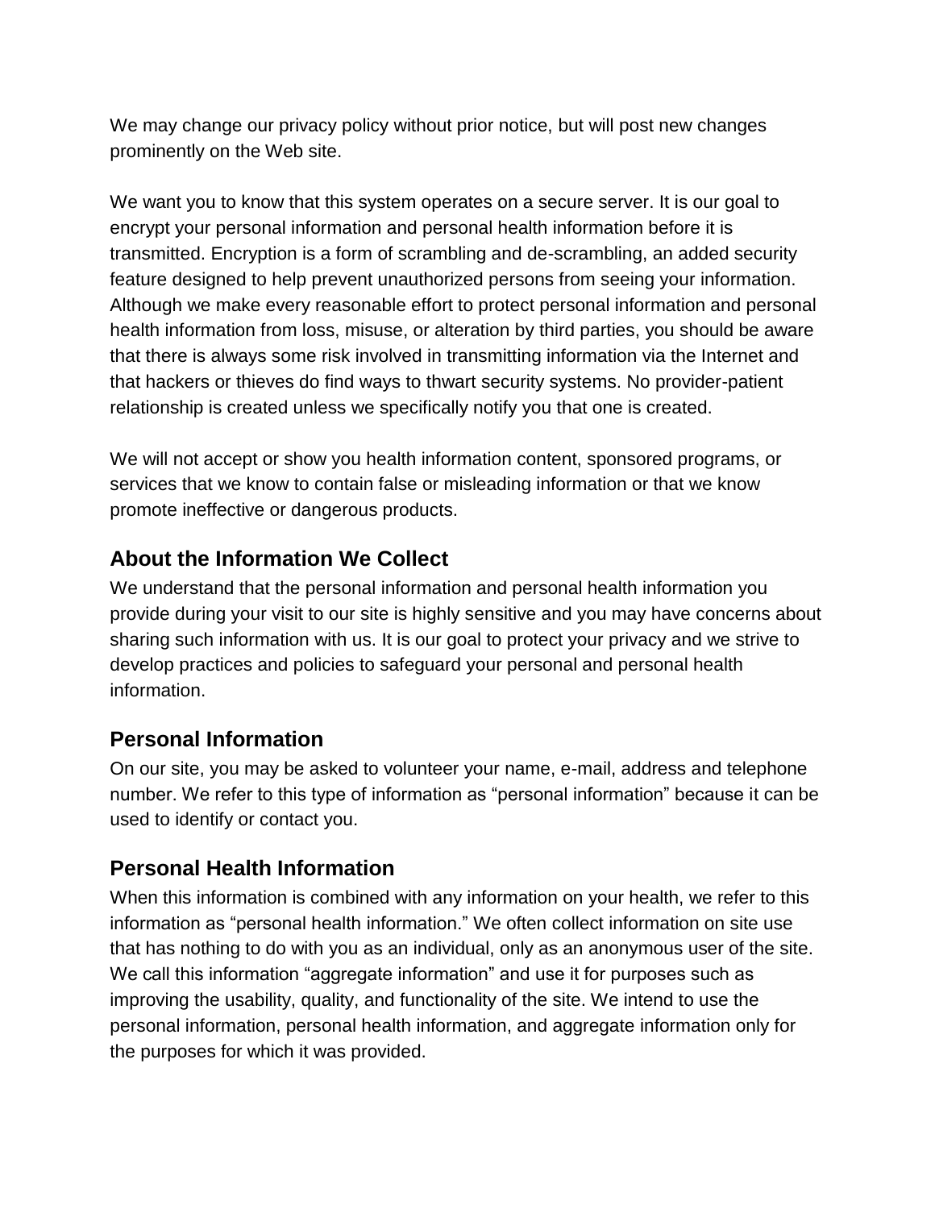We may change our privacy policy without prior notice, but will post new changes prominently on the Web site.

We want you to know that this system operates on a secure server. It is our goal to encrypt your personal information and personal health information before it is transmitted. Encryption is a form of scrambling and de-scrambling, an added security feature designed to help prevent unauthorized persons from seeing your information. Although we make every reasonable effort to protect personal information and personal health information from loss, misuse, or alteration by third parties, you should be aware that there is always some risk involved in transmitting information via the Internet and that hackers or thieves do find ways to thwart security systems. No provider-patient relationship is created unless we specifically notify you that one is created.

We will not accept or show you health information content, sponsored programs, or services that we know to contain false or misleading information or that we know promote ineffective or dangerous products.

## About the Information We Collect

We understand that the personal information and personal health information you provide during your visit to our site is highly sensitive and you may have concerns about sharing such information with us. It is our goal to protect your privacy and we strive to develop practices and policies to safeguard your personal and personal health information.

## Personal Information

On our site, you may be asked to volunteer your name, e-mail, address and telephone number. We refer to this type of information as "personal information" because it can be used to identify or contact you.

## Personal Health Information

When this information is combined with any information on your health, we refer to this information as "personal health information." We often collect information on site use that has nothing to do with you as an individual, only as an anonymous user of the site. We call this information "aggregate information" and use it for purposes such as improving the usability, quality, and functionality of the site. We intend to use the personal information, personal health information, and aggregate information only for the purposes for which it was provided.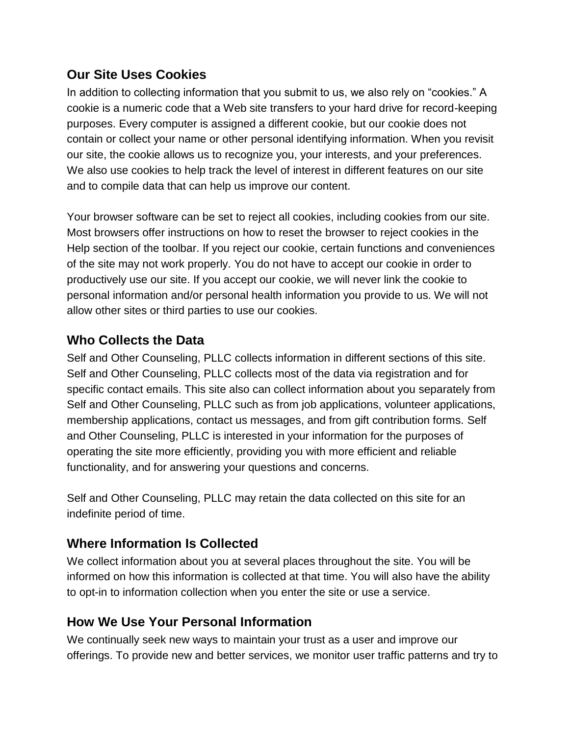## Our Site Uses Cookies

In addition to collecting information that you submit to us, we also rely on "cookies." A cookie is a numeric code that a Web site transfers to your hard drive for record-keeping purposes. Every computer is assigned a different cookie, but our cookie does not contain or collect your name or other personal identifying information. When you revisit our site, the cookie allows us to recognize you, your interests, and your preferences. We also use cookies to help track the level of interest in different features on our site and to compile data that can help us improve our content.

Your browser software can be set to reject all cookies, including cookies from our site. Most browsers offer instructions on how to reset the browser to reject cookies in the Help section of the toolbar. If you reject our cookie, certain functions and conveniences of the site may not work properly. You do not have to accept our cookie in order to productively use our site. If you accept our cookie, we will never link the cookie to personal information and/or personal health information you provide to us. We will not allow other sites or third parties to use our cookies.

## Who Collects the Data

Self and Other Counseling, PLLC collects information in different sections of this site. Self and Other Counseling, PLLC collects most of the data via registration and for specific contact emails. This site also can collect information about you separately from Self and Other Counseling, PLLC such as from job applications, volunteer applications, membership applications, contact us messages, and from gift contribution forms. Self and Other Counseling, PLLC is interested in your information for the purposes of operating the site more efficiently, providing you with more efficient and reliable functionality, and for answering your questions and concerns.

Self and Other Counseling, PLLC may retain the data collected on this site for an indefinite period of time.

## Where Information Is Collected

We collect information about you at several places throughout the site. You will be informed on how this information is collected at that time. You will also have the ability to opt-in to information collection when you enter the site or use a service.

## How We Use Your Personal Information

We continually seek new ways to maintain your trust as a user and improve our offerings. To provide new and better services, we monitor user traffic patterns and try to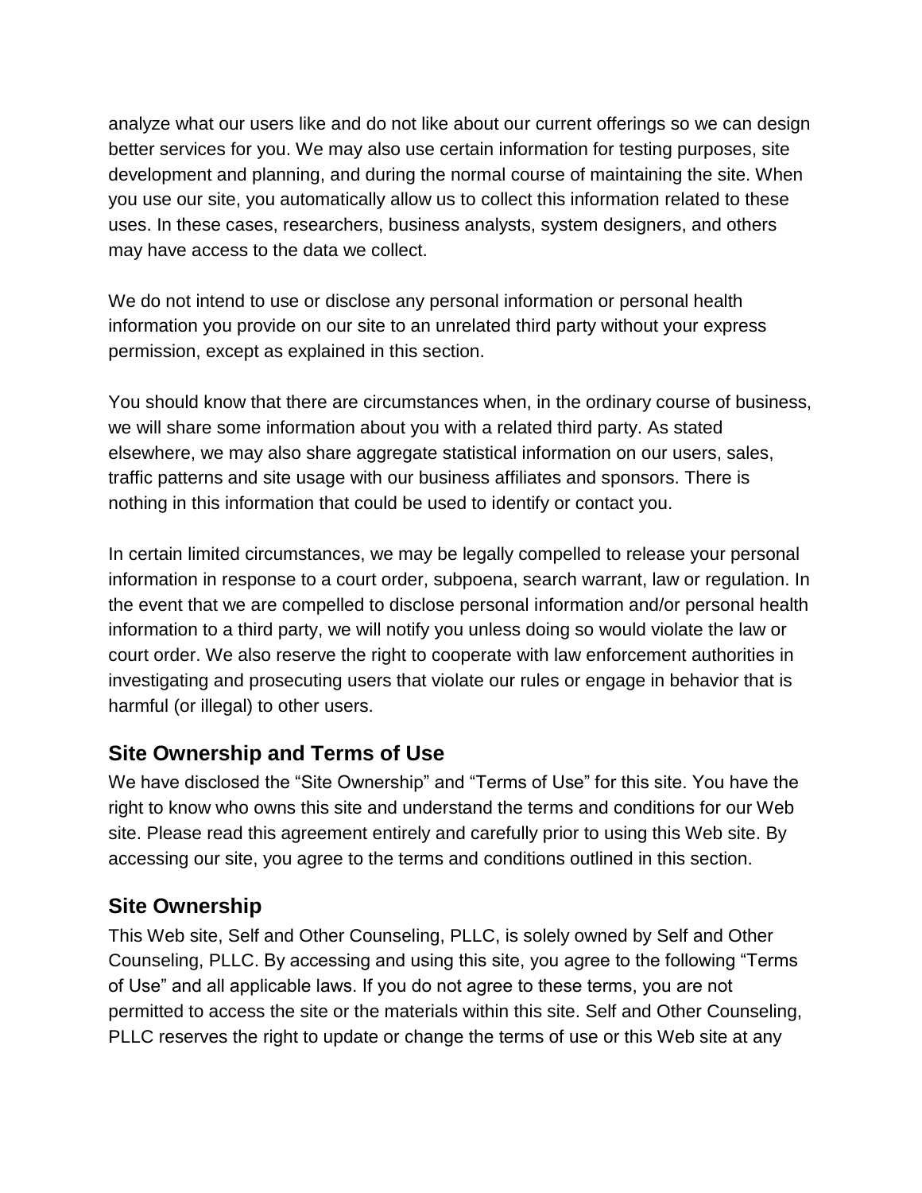analyze what our users like and do not like about our current offerings so we can design better services for you. We may also use certain information for testing purposes, site development and planning, and during the normal course of maintaining the site. When you use our site, you automatically allow us to collect this information related to these uses. In these cases, researchers, business analysts, system designers, and others may have access to the data we collect.

We do not intend to use or disclose any personal information or personal health information you provide on our site to an unrelated third party without your express permission, except as explained in this section.

You should know that there are circumstances when, in the ordinary course of business, we will share some information about you with a related third party. As stated elsewhere, we may also share aggregate statistical information on our users, sales, traffic patterns and site usage with our business affiliates and sponsors. There is nothing in this information that could be used to identify or contact you.

In certain limited circumstances, we may be legally compelled to release your personal information in response to a court order, subpoena, search warrant, law or regulation. In the event that we are compelled to disclose personal information and/or personal health information to a third party, we will notify you unless doing so would violate the law or court order. We also reserve the right to cooperate with law enforcement authorities in investigating and prosecuting users that violate our rules or engage in behavior that is harmful (or illegal) to other users.

## Site Ownership and Terms of Use

We have disclosed the “Site Ownership” and “Terms of Use” for this site. You have the right to know who owns this site and understand the terms and conditions for our Web site. Please read this agreement entirely and carefully prior to using this Web site. By accessing our site, you agree to the terms and conditions outlined in this section.

## Site Ownership

This Web site, Self and Other Counseling, PLLC, is solely owned by Self and Other Counseling, PLLC. By accessing and using this site, you agree to the following “Terms of Use” and all applicable laws. If you do not agree to these terms, you are not permitted to access the site or the materials within this site. Self and Other Counseling, PLLC reserves the right to update or change the terms of use or this Web site at any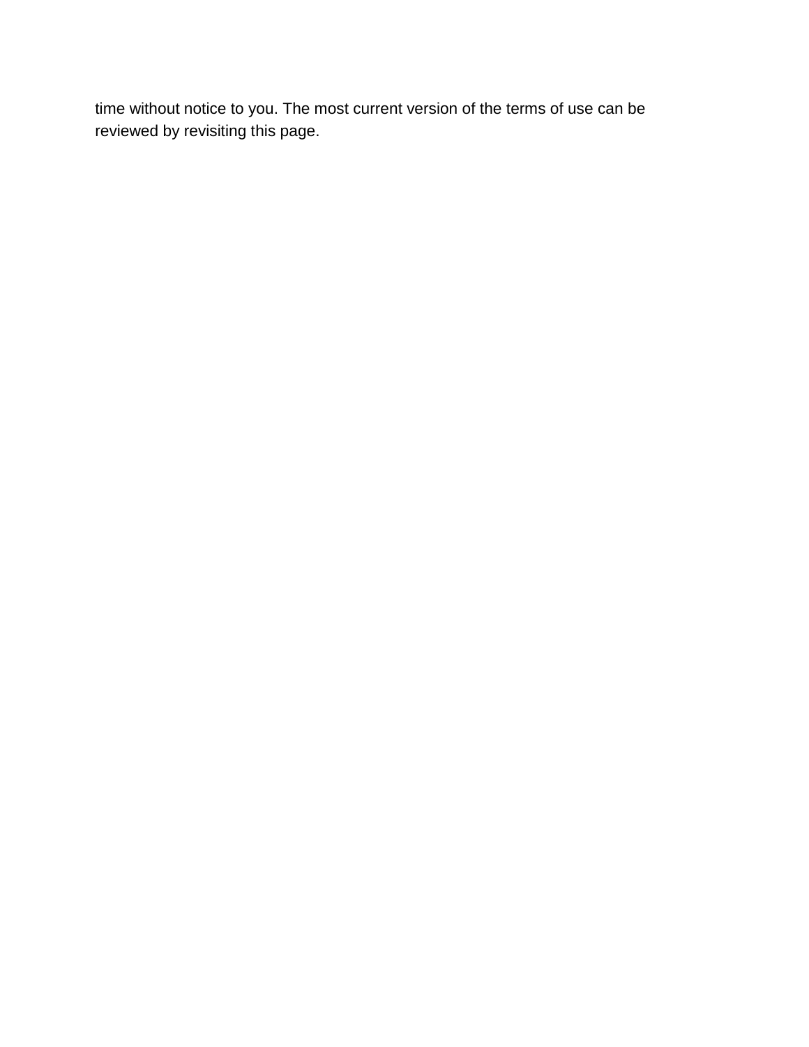time without notice to you. The most current version of the terms of use can be reviewed by revisiting this page.